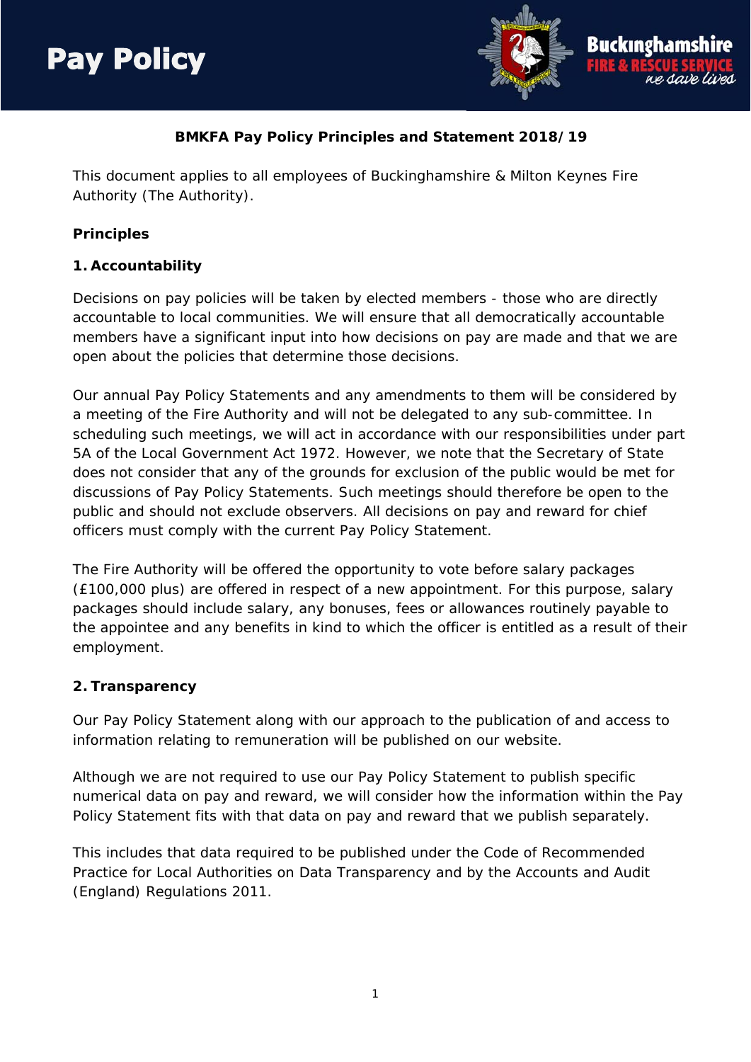# Pay Policy

**BMKFA Pay Policy Principles and Statement 2018/19**

This document applies to all employees of Buckinghamshire & Milton Keynes Fire Authority (The Authority).

## Principles

### 1. Accountability

Decisions on pay policies will be taken by elected members - those who are directly accountable to local communities. We will ensure that all democratically accountable members have a significant input into how decisions on pay are made and that we are open about the policies that determine those decisions.

Our annual Pay Policy Statements and any amendments to them will be considered by a meeting of the Fire Authority and will not be delegated to any sub-committee. In scheduling such meetings, we will act in accordance with our responsibilities under part 5A of the Local Government Act 1972. However, we note that the Secretary of State does not consider that any of the grounds for exclusion of the public would be met for discussions of Pay Policy Statements. Such meetings should therefore be open to the public and should not exclude observers. All decisions on pay and reward for chief officers must comply with the current Pay Policy Statement.

The Fire Authority will be offered the opportunity to vote before salary packages (£100,000 plus) are offered in respect of a new appointment. For this purpose, salary packages should include salary, any bonuses, fees or allowances routinely payable to the appointee and any benefits in kind to which the officer is entitled as a result of their employment.

### 2. Transparency

Our Pay Policy Statement along with our approach to the publication of and access to information relating to remuneration will be published on our website.

Although we are not required to use our Pay Policy Statement to publish specific numerical data on pay and reward, we will consider how the information within the Pay Policy Statement fits with that data on pay and reward that we publish separately.

This includes that data required to be published under the Code of Recommended Practice for Local Authorities on Data Transparency and by the Accounts and Audit (England) Regulations 2011.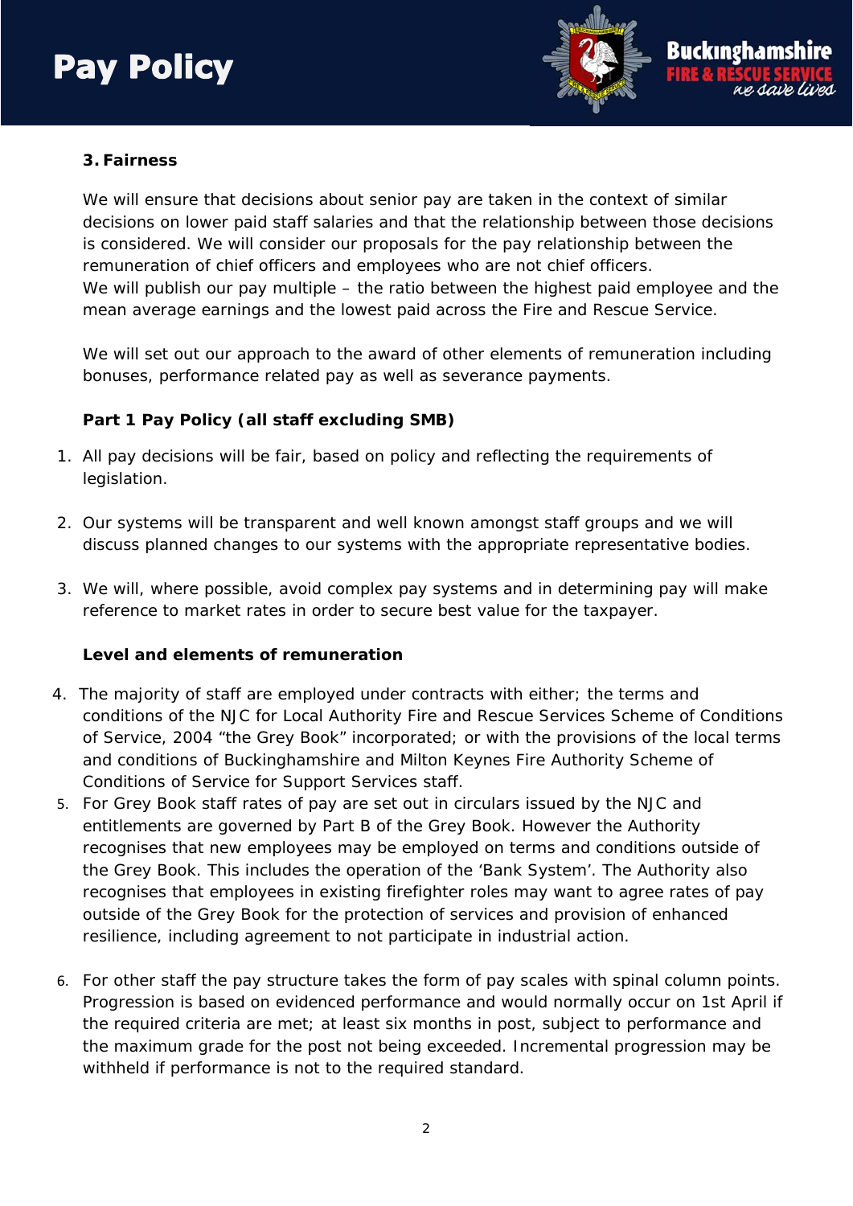### 3. Fairness

We will ensure that decisions about senior pay are taken in the context of similar decisions on lower paid staff salaries and that the relationship between those decisions is considered. We will consider our proposals for the pay relationship between the remuneration of chief officers and employees who are not chief officers.
We will publish our pay multiple – the ratio between the highest paid employee and the mean average earnings and the lowest paid across the Fire and Rescue Service.

We will set out our approach to the award of other elements of remuneration including bonuses, performance related pay as well as severance payments.

**Part 1 Pay Policy (all staff excluding SMB)**

1. All pay decisions will be fair, based on policy and reflecting the requirements of legislation.

2. Our systems will be transparent and well known amongst staff groups and we will discuss planned changes to our systems with the appropriate representative bodies.

3. We will, where possible, avoid complex pay systems and in determining pay will make reference to market rates in order to secure best value for the taxpayer.

**Level and elements of remuneration**

4. The majority of staff are employed under contracts with either; the terms and conditions of the NJC for Local Authority Fire and Rescue Services Scheme of Conditions of Service, 2004 “the Grey Book” incorporated; or with the provisions of the local terms and conditions of Buckinghamshire and Milton Keynes Fire Authority Scheme of Conditions of Service for Support Services staff.
5. For Grey Book staff rates of pay are set out in circulars issued by the NJC and entitlements are governed by Part B of the Grey Book. However the Authority recognises that new employees may be employed on terms and conditions outside of the Grey Book. This includes the operation of the ‘Bank System’. The Authority also recognises that employees in existing firefighter roles may want to agree rates of pay outside of the Grey Book for the protection of services and provision of enhanced resilience, including agreement to not participate in industrial action.

6. For other staff the pay structure takes the form of pay scales with spinal column points. Progression is based on evidenced performance and would normally occur on 1st April if the required criteria are met; at least six months in post, subject to performance and the maximum grade for the post not being exceeded. Incremental progression may be withheld if performance is not to the required standard.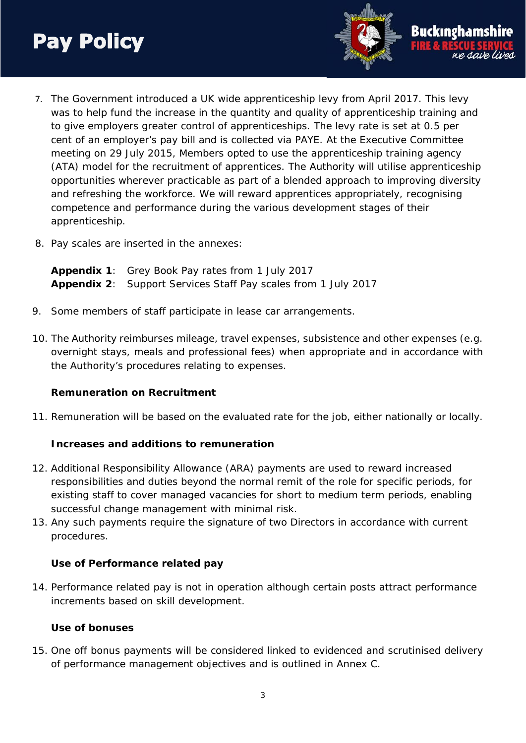7. The Government introduced a UK wide apprenticeship levy from April 2017. This levy was to help fund the increase in the quantity and quality of apprenticeship training and to give employers greater control of apprenticeships. The levy rate is set at 0.5 per cent of an employer's pay bill and is collected via PAYE. At the Executive Committee meeting on 29 July 2015, Members opted to use the apprenticeship training agency (ATA) model for the recruitment of apprentices. The Authority will utilise apprenticeship opportunities wherever practicable as part of a blended approach to improving diversity and refreshing the workforce. We will reward apprentices appropriately, recognising competence and performance during the various development stages of their apprenticeship.

8. Pay scales are inserted in the annexes:

   **Appendix 1**: Grey Book Pay rates from 1 July 2017
   **Appendix 2**: Support Services Staff Pay scales from 1 July 2017

9. Some members of staff participate in lease car arrangements.

10. The Authority reimburses mileage, travel expenses, subsistence and other expenses (e.g. overnight stays, meals and professional fees) when appropriate and in accordance with the Authority's procedures relating to expenses.

**Remuneration on Recruitment**

11. Remuneration will be based on the evaluated rate for the job, either nationally or locally.

**Increases and additions to remuneration**

12. Additional Responsibility Allowance (ARA) payments are used to reward increased responsibilities and duties beyond the normal remit of the role for specific periods, for existing staff to cover managed vacancies for short to medium term periods, enabling successful change management with minimal risk.
13. Any such payments require the signature of two Directors in accordance with current procedures.

**Use of Performance related pay**

14. Performance related pay is not in operation although certain posts attract performance increments based on skill development.

**Use of bonuses**

15. One off bonus payments will be considered linked to evidenced and scrutinised delivery of performance management objectives and is outlined in Annex C.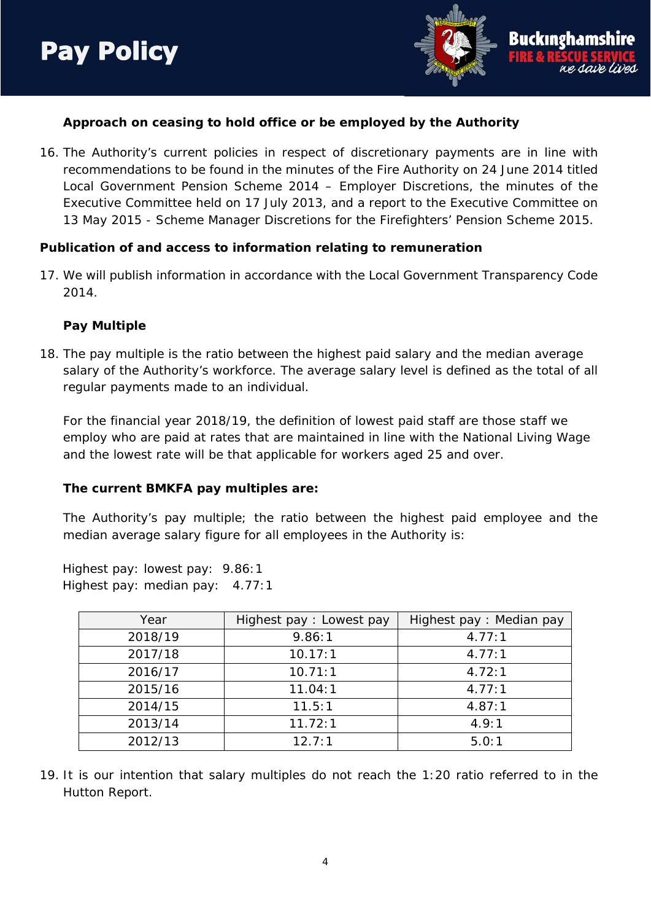**Approach on ceasing to hold office or be employed by the Authority**

16. The Authority's current policies in respect of discretionary payments are in line with recommendations to be found in the minutes of the Fire Authority on 24 June 2014 titled Local Government Pension Scheme 2014 – Employer Discretions, the minutes of the Executive Committee held on 17 July 2013, and a report to the Executive Committee on 13 May 2015 - Scheme Manager Discretions for the Firefighters' Pension Scheme 2015.

**Publication of and access to information relating to remuneration**

17. We will publish information in accordance with the Local Government Transparency Code 2014.

**Pay Multiple**

18. The pay multiple is the ratio between the highest paid salary and the median average salary of the Authority's workforce. The average salary level is defined as the total of all regular payments made to an individual.

    For the financial year 2018/19, the definition of lowest paid staff are those staff we employ who are paid at rates that are maintained in line with the National Living Wage and the lowest rate will be that applicable for workers aged 25 and over.

    **The current BMKFA pay multiples are:**

    The Authority's pay multiple; the ratio between the highest paid employee and the median average salary figure for all employees in the Authority is:

    Highest pay: lowest pay: 9.86:1
    Highest pay: median pay: 4.77:1

| Year | Highest pay : Lowest pay | Highest pay : Median pay |
|---|---|---|
| 2018/19 | 9.86:1 | 4.77:1 |
| 2017/18 | 10.17:1 | 4.77:1 |
| 2016/17 | 10.71:1 | 4.72:1 |
| 2015/16 | 11.04:1 | 4.77:1 |
| 2014/15 | 11.5:1 | 4.87:1 |
| 2013/14 | 11.72:1 | 4.9:1 |
| 2012/13 | 12.7:1 | 5.0:1 |

19. It is our intention that salary multiples do not reach the 1:20 ratio referred to in the Hutton Report.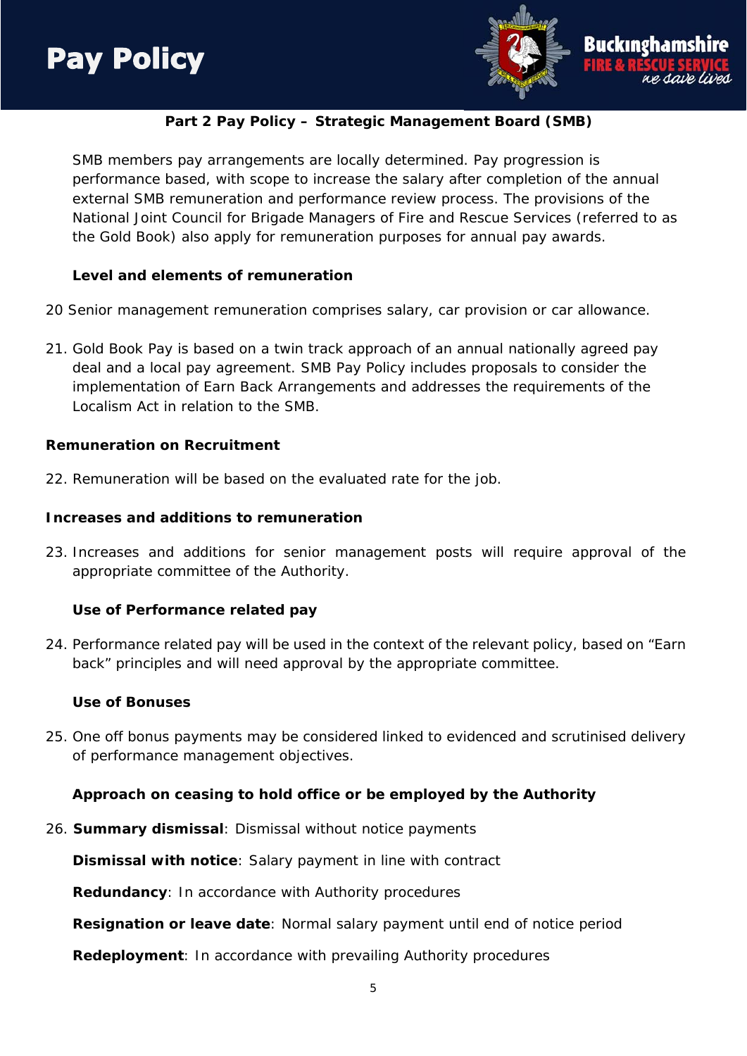## Part 2 Pay Policy – Strategic Management Board (SMB)

SMB members pay arrangements are locally determined. Pay progression is performance based, with scope to increase the salary after completion of the annual external SMB remuneration and performance review process. The provisions of the National Joint Council for Brigade Managers of Fire and Rescue Services (referred to as the Gold Book) also apply for remuneration purposes for annual pay awards.

### Level and elements of remuneration

20 Senior management remuneration comprises salary, car provision or car allowance.

21. Gold Book Pay is based on a twin track approach of an annual nationally agreed pay deal and a local pay agreement. SMB Pay Policy includes proposals to consider the implementation of Earn Back Arrangements and addresses the requirements of the Localism Act in relation to the SMB.

### Remuneration on Recruitment

22. Remuneration will be based on the evaluated rate for the job.

### Increases and additions to remuneration

23. Increases and additions for senior management posts will require approval of the appropriate committee of the Authority.

### Use of Performance related pay

24. Performance related pay will be used in the context of the relevant policy, based on "Earn back" principles and will need approval by the appropriate committee.

### Use of Bonuses

25. One off bonus payments may be considered linked to evidenced and scrutinised delivery of performance management objectives.

### Approach on ceasing to hold office or be employed by the Authority

26. **Summary dismissal**: Dismissal without notice payments

    **Dismissal with notice**: Salary payment in line with contract

    **Redundancy**: In accordance with Authority procedures

    **Resignation or leave date**: Normal salary payment until end of notice period

    **Redeployment**: In accordance with prevailing Authority procedures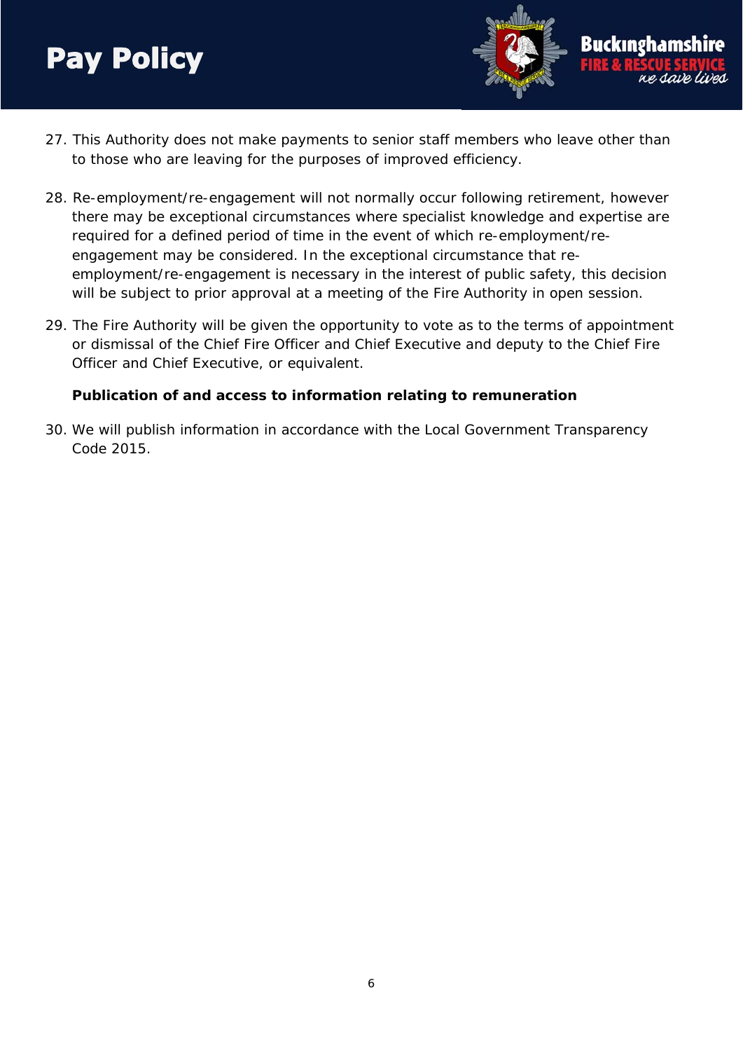27. This Authority does not make payments to senior staff members who leave other than to those who are leaving for the purposes of improved efficiency.

28. Re-employment/re-engagement will not normally occur following retirement, however there may be exceptional circumstances where specialist knowledge and expertise are required for a defined period of time in the event of which re-employment/re-engagement may be considered. In the exceptional circumstance that re-employment/re-engagement is necessary in the interest of public safety, this decision will be subject to prior approval at a meeting of the Fire Authority in open session.

29. The Fire Authority will be given the opportunity to vote as to the terms of appointment or dismissal of the Chief Fire Officer and Chief Executive and deputy to the Chief Fire Officer and Chief Executive, or equivalent.

**Publication of and access to information relating to remuneration**

30. We will publish information in accordance with the Local Government Transparency Code 2015.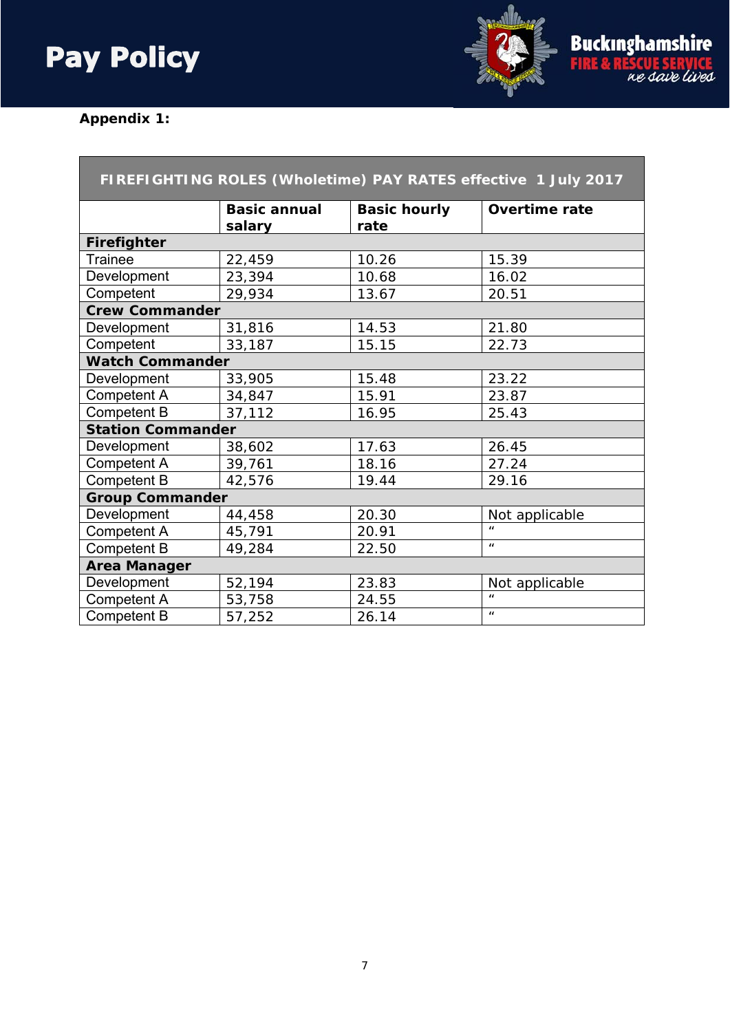**Appendix 1:**

| FIREFIGHTING ROLES (Wholetime) PAY RATES effective 1 July 2017 | | | |
|---|---|---|---|
| | **Basic annual salary** | **Basic hourly rate** | **Overtime rate** |
| **Firefighter** | | | |
| Trainee | 22,459 | 10.26 | 15.39 |
| Development | 23,394 | 10.68 | 16.02 |
| Competent | 29,934 | 13.67 | 20.51 |
| **Crew Commander** | | | |
| Development | 31,816 | 14.53 | 21.80 |
| Competent | 33,187 | 15.15 | 22.73 |
| **Watch Commander** | | | |
| Development | 33,905 | 15.48 | 23.22 |
| Competent A | 34,847 | 15.91 | 23.87 |
| Competent B | 37,112 | 16.95 | 25.43 |
| **Station Commander** | | | |
| Development | 38,602 | 17.63 | 26.45 |
| Competent A | 39,761 | 18.16 | 27.24 |
| Competent B | 42,576 | 19.44 | 29.16 |
| **Group Commander** | | | |
| Development | 44,458 | 20.30 | Not applicable |
| Competent A | 45,791 | 20.91 | " |
| Competent B | 49,284 | 22.50 | " |
| **Area Manager** | | | |
| Development | 52,194 | 23.83 | Not applicable |
| Competent A | 53,758 | 24.55 | " |
| Competent B | 57,252 | 26.14 | " |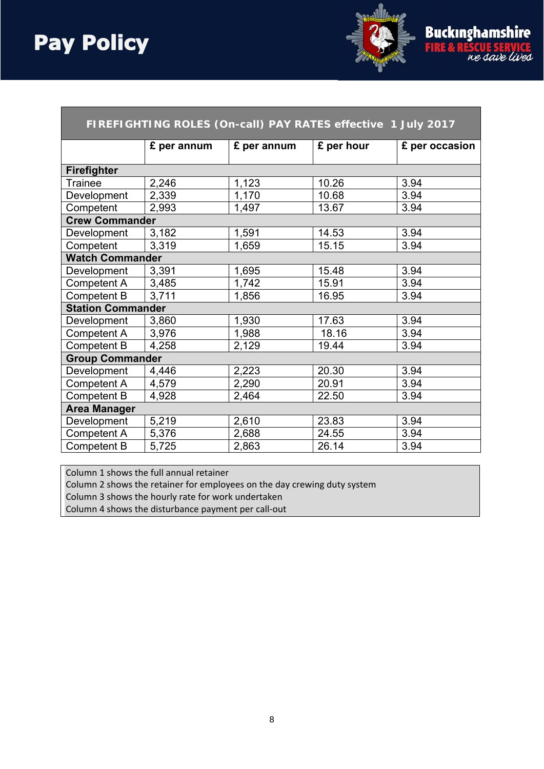| FIREFIGHTING ROLES (On-call) PAY RATES effective 1 July 2017 | | | | |
|---|---|---|---|---|
| | £ per annum | £ per annum | £ per hour | £ per occasion |
| **Firefighter** | | | | |
| Trainee | 2,246 | 1,123 | 10.26 | 3.94 |
| Development | 2,339 | 1,170 | 10.68 | 3.94 |
| Competent | 2,993 | 1,497 | 13.67 | 3.94 |
| **Crew Commander** | | | | |
| Development | 3,182 | 1,591 | 14.53 | 3.94 |
| Competent | 3,319 | 1,659 | 15.15 | 3.94 |
| **Watch Commander** | | | | |
| Development | 3,391 | 1,695 | 15.48 | 3.94 |
| Competent A | 3,485 | 1,742 | 15.91 | 3.94 |
| Competent B | 3,711 | 1,856 | 16.95 | 3.94 |
| **Station Commander** | | | | |
| Development | 3,860 | 1,930 | 17.63 | 3.94 |
| Competent A | 3,976 | 1,988 | 18.16 | 3.94 |
| Competent B | 4,258 | 2,129 | 19.44 | 3.94 |
| **Group Commander** | | | | |
| Development | 4,446 | 2,223 | 20.30 | 3.94 |
| Competent A | 4,579 | 2,290 | 20.91 | 3.94 |
| Competent B | 4,928 | 2,464 | 22.50 | 3.94 |
| **Area Manager** | | | | |
| Development | 5,219 | 2,610 | 23.83 | 3.94 |
| Competent A | 5,376 | 2,688 | 24.55 | 3.94 |
| Competent B | 5,725 | 2,863 | 26.14 | 3.94 |

Column 1 shows the full annual retainer
Column 2 shows the retainer for employees on the day crewing duty system
Column 3 shows the hourly rate for work undertaken
Column 4 shows the disturbance payment per call-out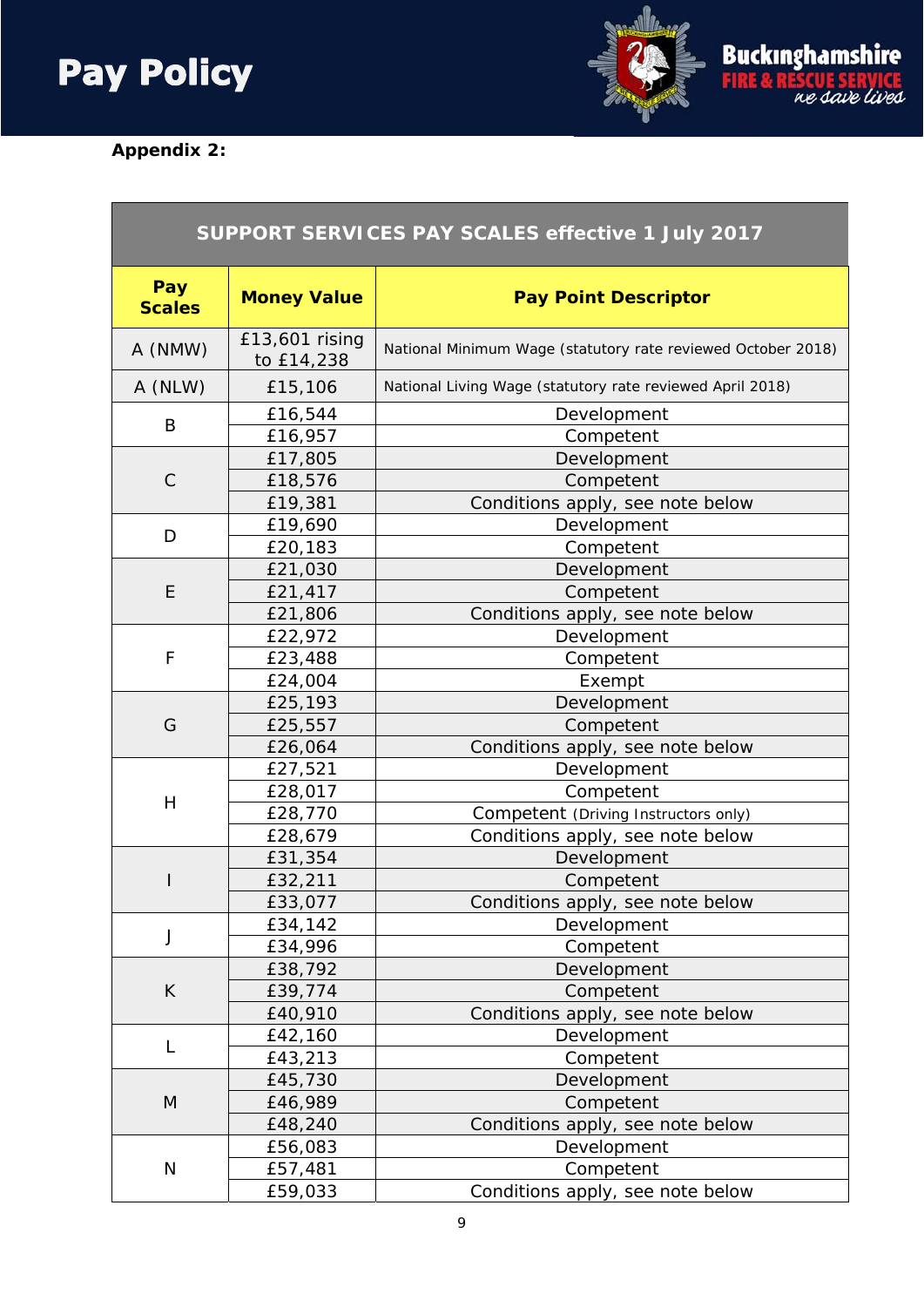**Appendix 2:**

| SUPPORT SERVICES PAY SCALES effective 1 July 2017 | | |
|---|---|---|
| **Pay Scales** | **Money Value** | **Pay Point Descriptor** |
| A (NMW) | £13,601 rising to £14,238 | National Minimum Wage (statutory rate reviewed October 2018) |
| A (NLW) | £15,106 | National Living Wage (statutory rate reviewed April 2018) |
| B | £16,544 | Development |
| | £16,957 | Competent |
| C | £17,805 | Development |
| | £18,576 | Competent |
| | £19,381 | Conditions apply, see note below |
| D | £19,690 | Development |
| | £20,183 | Competent |
| E | £21,030 | Development |
| | £21,417 | Competent |
| | £21,806 | Conditions apply, see note below |
| F | £22,972 | Development |
| | £23,488 | Competent |
| | £24,004 | Exempt |
| G | £25,193 | Development |
| | £25,557 | Competent |
| | £26,064 | Conditions apply, see note below |
| H | £27,521 | Development |
| | £28,017 | Competent |
| | £28,770 | Competent (Driving Instructors only) |
| | £28,679 | Conditions apply, see note below |
| I | £31,354 | Development |
| | £32,211 | Competent |
| | £33,077 | Conditions apply, see note below |
| J | £34,142 | Development |
| | £34,996 | Competent |
| K | £38,792 | Development |
| | £39,774 | Competent |
| | £40,910 | Conditions apply, see note below |
| L | £42,160 | Development |
| | £43,213 | Competent |
| M | £45,730 | Development |
| | £46,989 | Competent |
| | £48,240 | Conditions apply, see note below |
| N | £56,083 | Development |
| | £57,481 | Competent |
| | £59,033 | Conditions apply, see note below |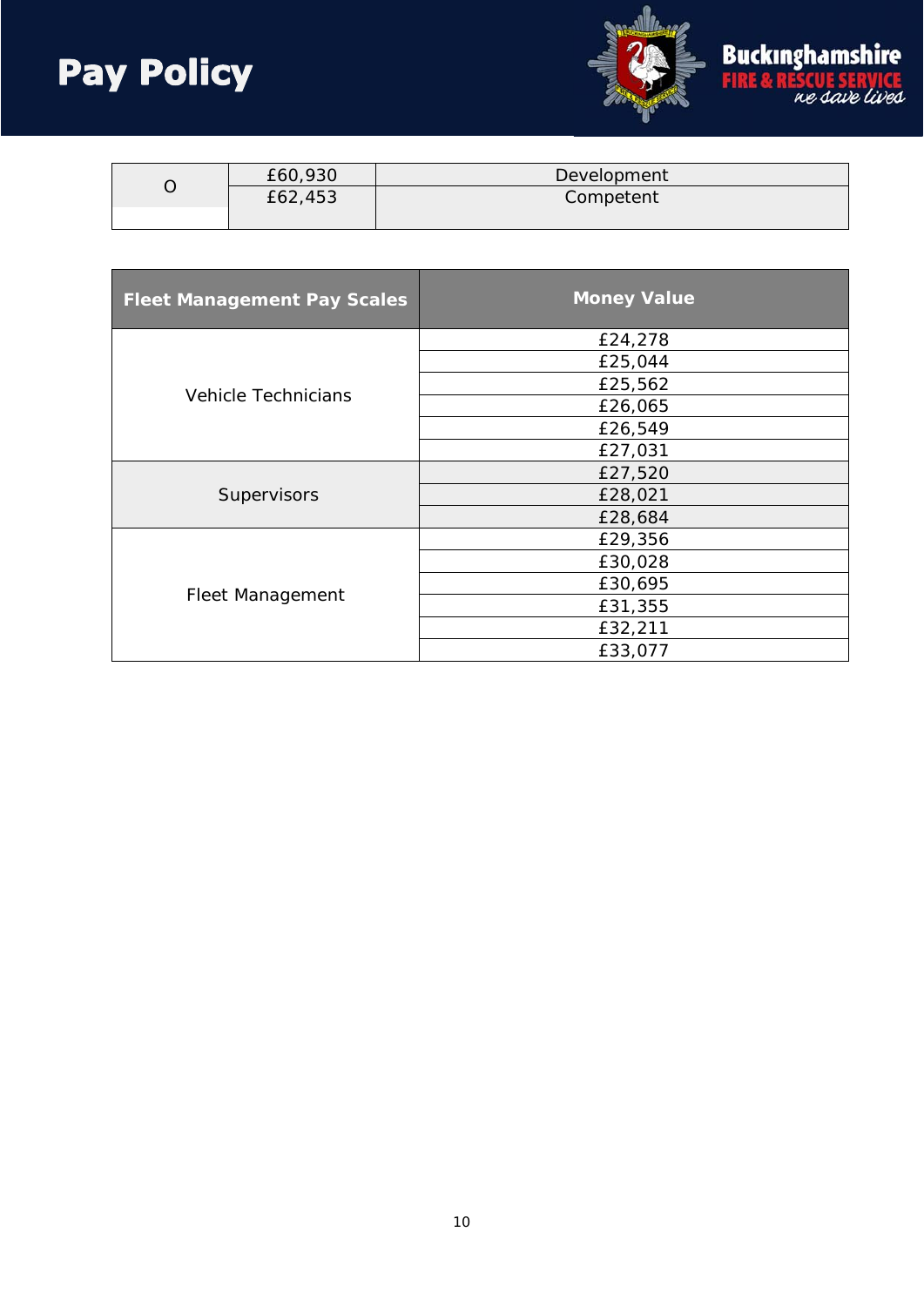| O | £60,930 | Development |
|---|---|---|
| | £62,453 | Competent |

| Fleet Management Pay Scales | Money Value |
|---|---|
| Vehicle Technicians | £24,278 |
| | £25,044 |
| | £25,562 |
| | £26,065 |
| | £26,549 |
| | £27,031 |
| Supervisors | £27,520 |
| | £28,021 |
| | £28,684 |
| Fleet Management | £29,356 |
| | £30,028 |
| | £30,695 |
| | £31,355 |
| | £32,211 |
| | £33,077 |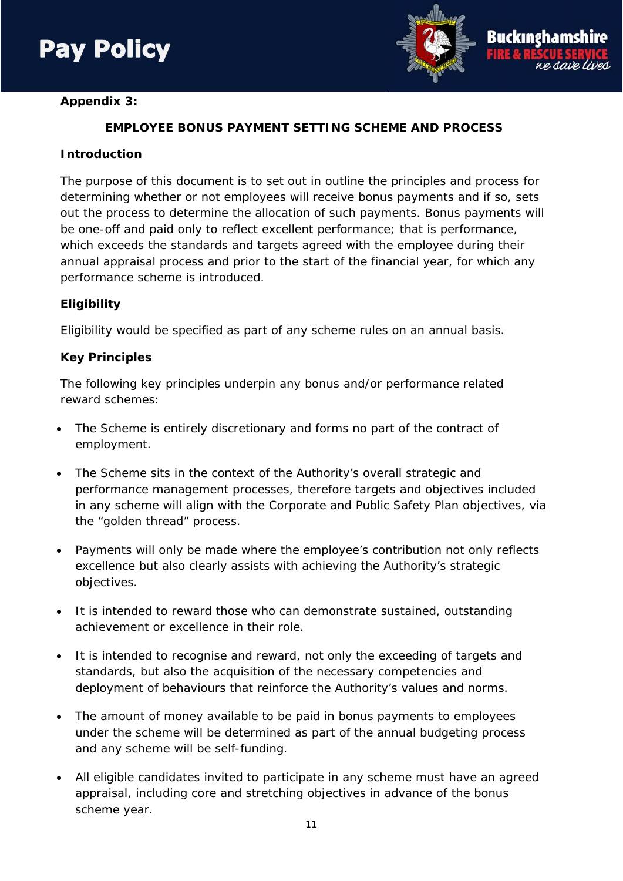**Appendix 3:**

## EMPLOYEE BONUS PAYMENT SETTING SCHEME AND PROCESS

### Introduction

The purpose of this document is to set out in outline the principles and process for determining whether or not employees will receive bonus payments and if so, sets out the process to determine the allocation of such payments. Bonus payments will be one-off and paid only to reflect excellent performance; that is performance, which exceeds the standards and targets agreed with the employee during their annual appraisal process and prior to the start of the financial year, for which any performance scheme is introduced.

### Eligibility

Eligibility would be specified as part of any scheme rules on an annual basis.

### Key Principles

The following key principles underpin any bonus and/or performance related reward schemes:

- The Scheme is entirely discretionary and forms no part of the contract of employment.
- The Scheme sits in the context of the Authority's overall strategic and performance management processes, therefore targets and objectives included in any scheme will align with the Corporate and Public Safety Plan objectives, via the "golden thread" process.
- Payments will only be made where the employee's contribution not only reflects excellence but also clearly assists with achieving the Authority's strategic objectives.
- It is intended to reward those who can demonstrate sustained, outstanding achievement or excellence in their role.
- It is intended to recognise and reward, not only the exceeding of targets and standards, but also the acquisition of the necessary competencies and deployment of behaviours that reinforce the Authority's values and norms.
- The amount of money available to be paid in bonus payments to employees under the scheme will be determined as part of the annual budgeting process and any scheme will be self-funding.
- All eligible candidates invited to participate in any scheme must have an agreed appraisal, including core and stretching objectives in advance of the bonus scheme year.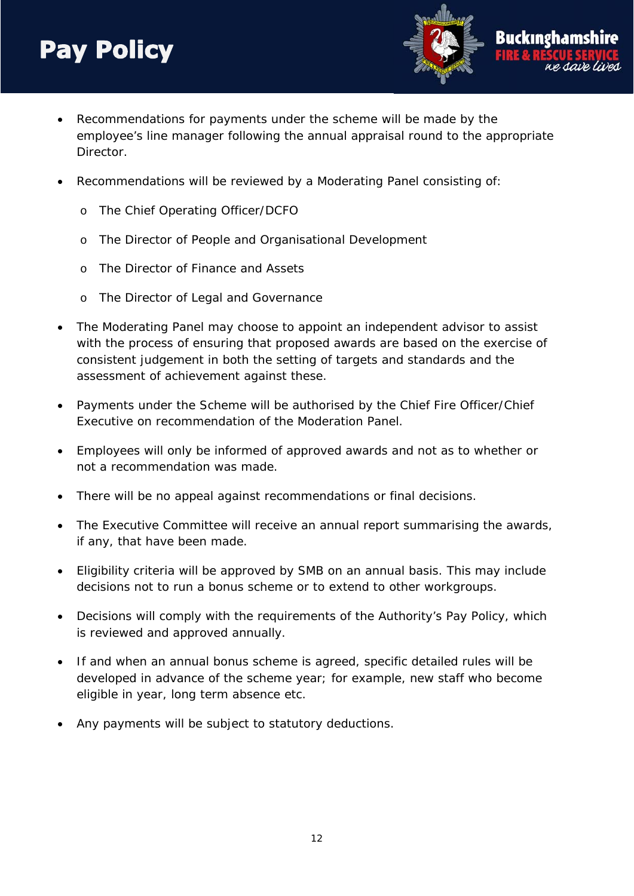- Recommendations for payments under the scheme will be made by the employee's line manager following the annual appraisal round to the appropriate Director.
- Recommendations will be reviewed by a Moderating Panel consisting of:
  - The Chief Operating Officer/DCFO
  - The Director of People and Organisational Development
  - The Director of Finance and Assets
  - The Director of Legal and Governance
- The Moderating Panel may choose to appoint an independent advisor to assist with the process of ensuring that proposed awards are based on the exercise of consistent judgement in both the setting of targets and standards and the assessment of achievement against these.
- Payments under the Scheme will be authorised by the Chief Fire Officer/Chief Executive on recommendation of the Moderation Panel.
- Employees will only be informed of approved awards and not as to whether or not a recommendation was made.
- There will be no appeal against recommendations or final decisions.
- The Executive Committee will receive an annual report summarising the awards, if any, that have been made.
- Eligibility criteria will be approved by SMB on an annual basis. This may include decisions not to run a bonus scheme or to extend to other workgroups.
- Decisions will comply with the requirements of the Authority's Pay Policy, which is reviewed and approved annually.
- If and when an annual bonus scheme is agreed, specific detailed rules will be developed in advance of the scheme year; for example, new staff who become eligible in year, long term absence etc.
- Any payments will be subject to statutory deductions.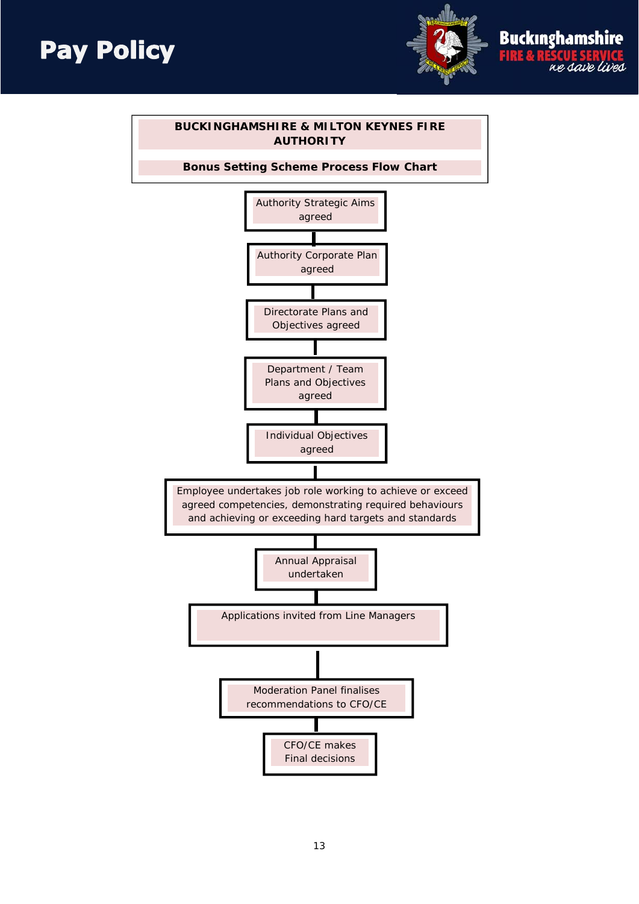**BUCKINGHAMSHIRE & MILTON KEYNES FIRE AUTHORITY**

**Bonus Setting Scheme Process Flow Chart**

Authority Strategic Aims agreed

Authority Corporate Plan agreed

Directorate Plans and Objectives agreed

Department / Team Plans and Objectives agreed

Individual Objectives agreed

Employee undertakes job role working to achieve or exceed agreed competencies, demonstrating required behaviours and achieving or exceeding hard targets and standards

Annual Appraisal undertaken

Applications invited from Line Managers

Moderation Panel finalises recommendations to CFO/CE

CFO/CE makes Final decisions